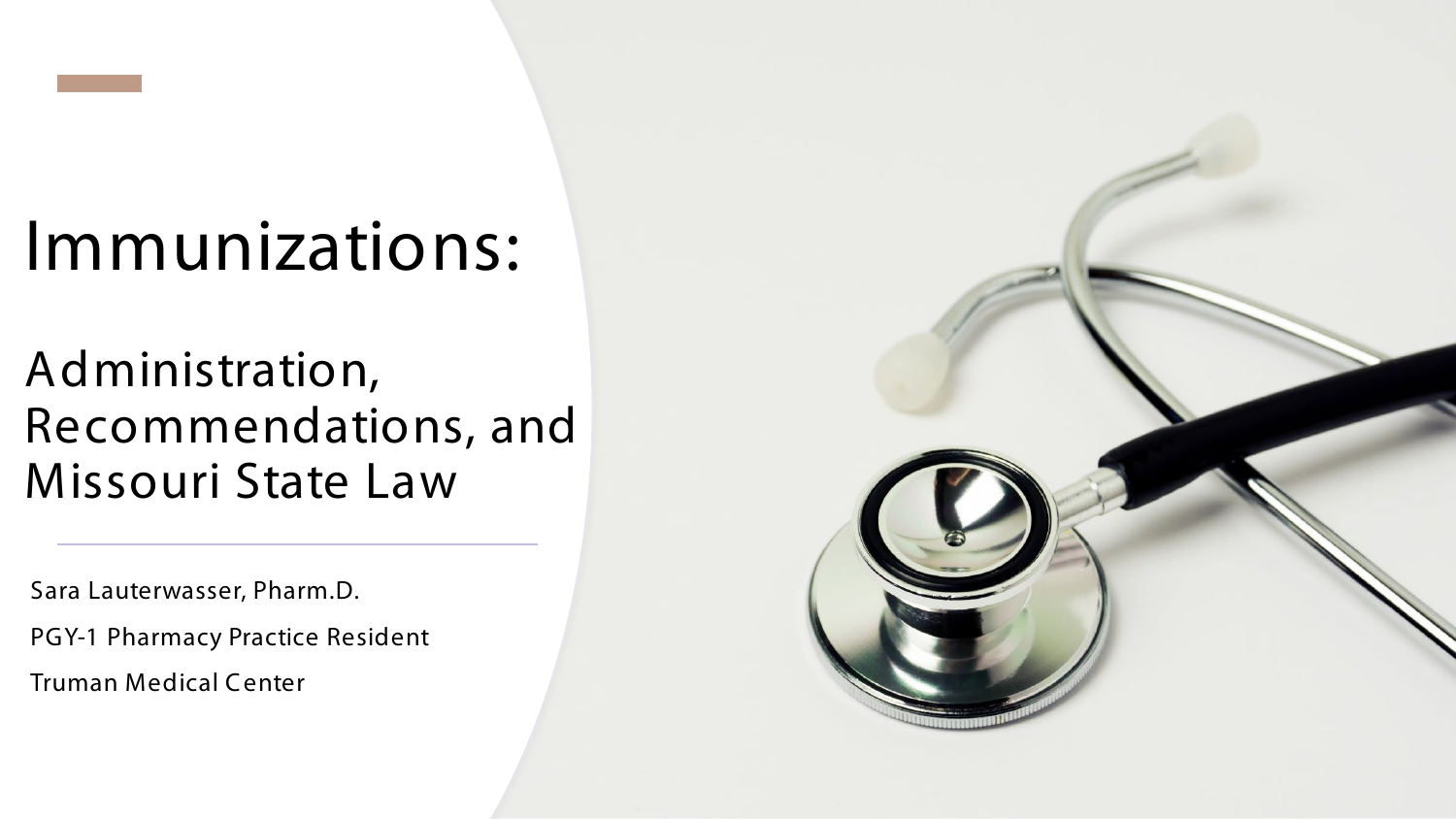# Immunizations:

## Administration, Recommendations, and Missouri State Law

Sara Lauterwasser, Pharm.D.

PGY-1 Pharmacy Practice Resident

Truman Medical Center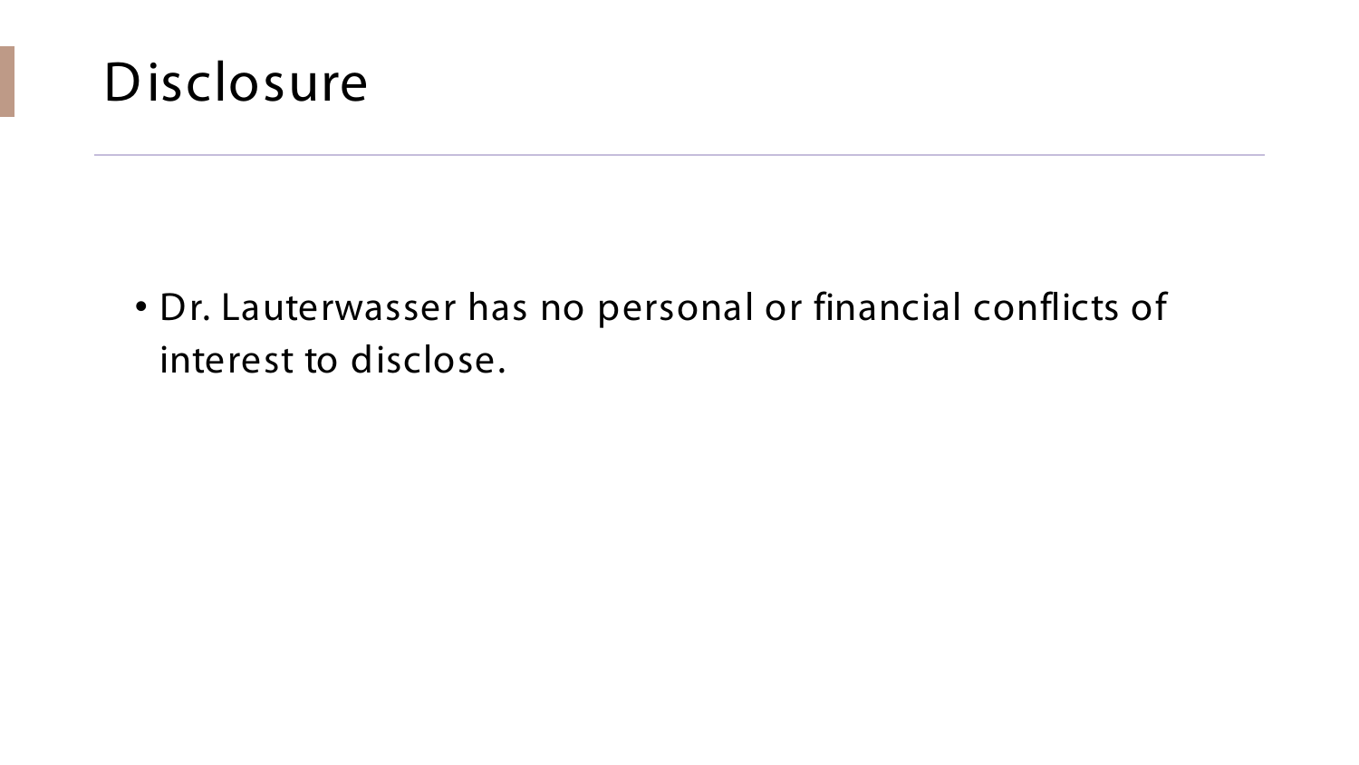# Disclosure

- Dr. Lauterwasser has no personal or financial conflicts of interest to disclose.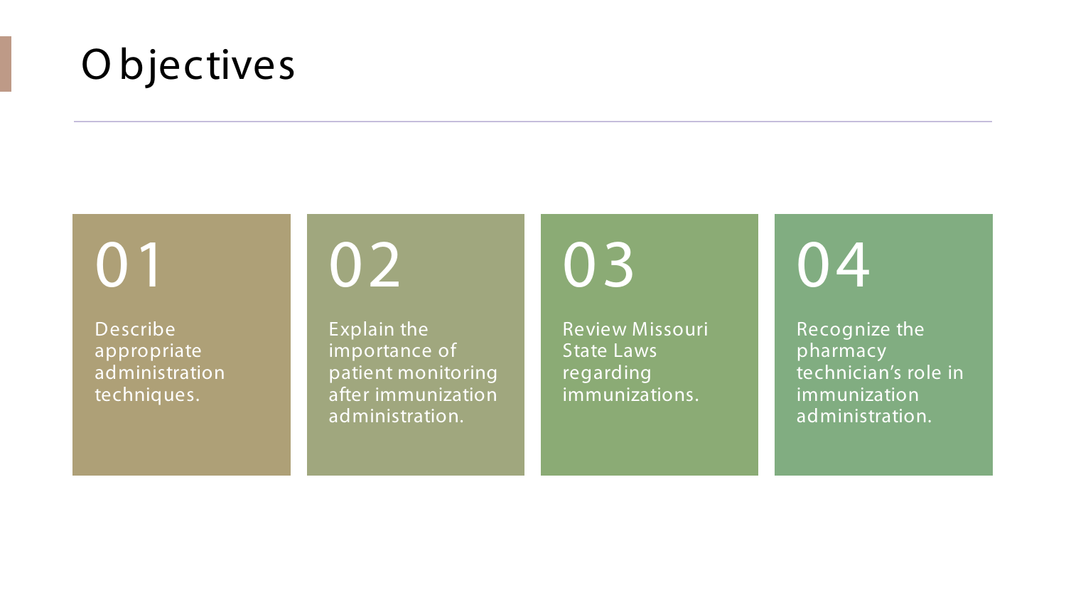# Objectives

**01**

Describe appropriate administration techniques.

**02**

Explain the importance of patient monitoring after immunization administration.

**03**

Review Missouri State Laws regarding immunizations.

**04**

Recognize the pharmacy technician's role in immunization administration.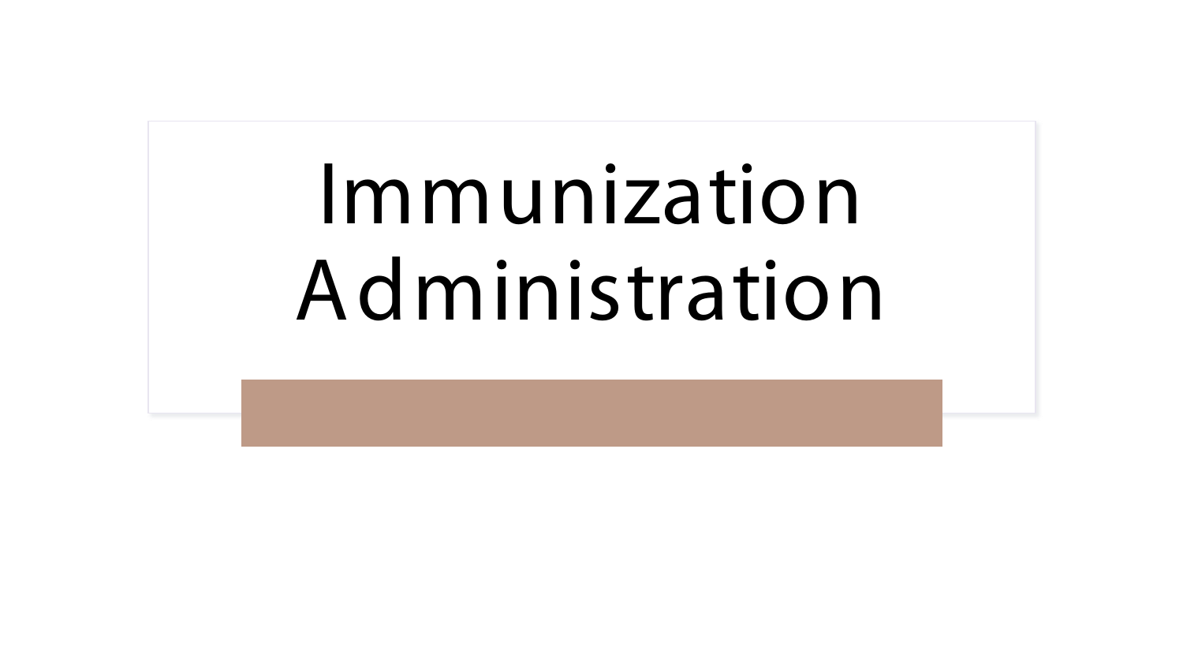# Immunization Administration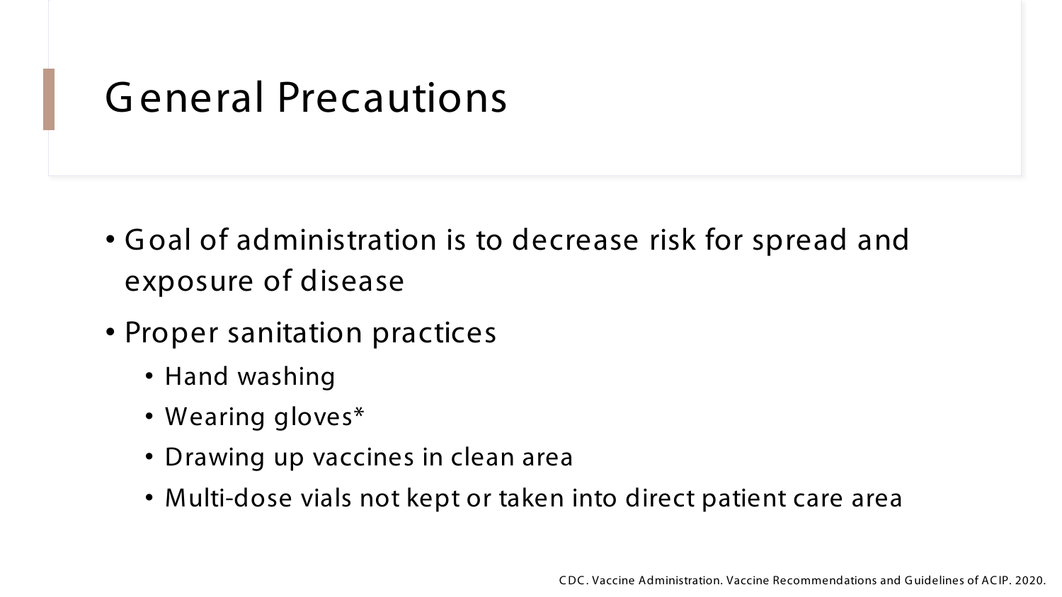# General Precautions

- Goal of administration is to decrease risk for spread and exposure of disease
- Proper sanitation practices
  - Hand washing
  - Wearing gloves*
  - Drawing up vaccines in clean area
  - Multi-dose vials not kept or taken into direct patient care area

CDC. Vaccine Administration. Vaccine Recommendations and Guidelines of ACIP. 2020.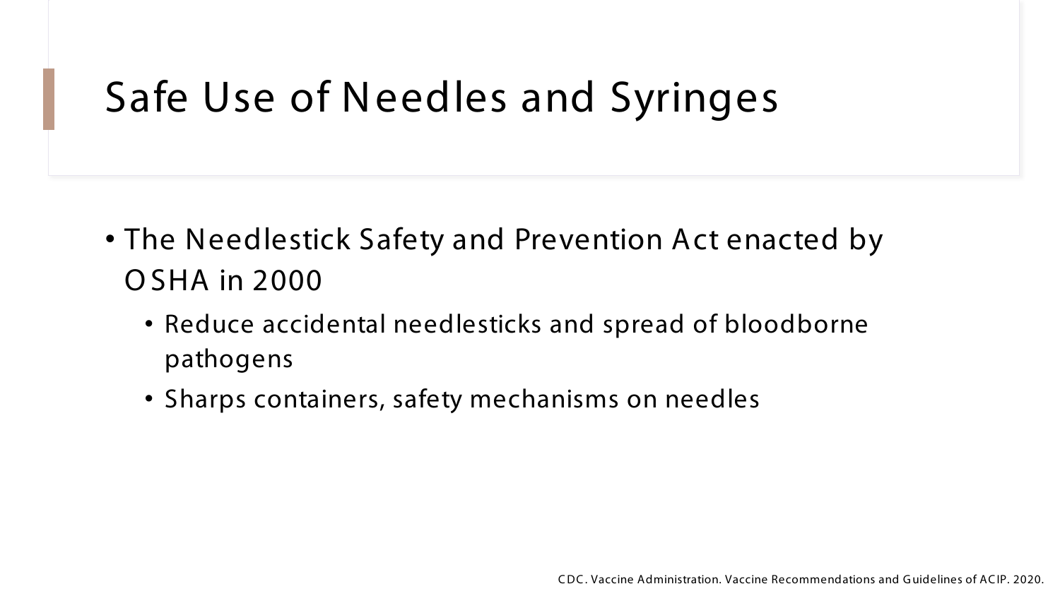# Safe Use of Needles and Syringes

- The Needlestick Safety and Prevention Act enacted by OSHA in 2000
  - Reduce accidental needlesticks and spread of bloodborne pathogens
  - Sharps containers, safety mechanisms on needles

CDC. Vaccine Administration. Vaccine Recommendations and Guidelines of ACIP. 2020.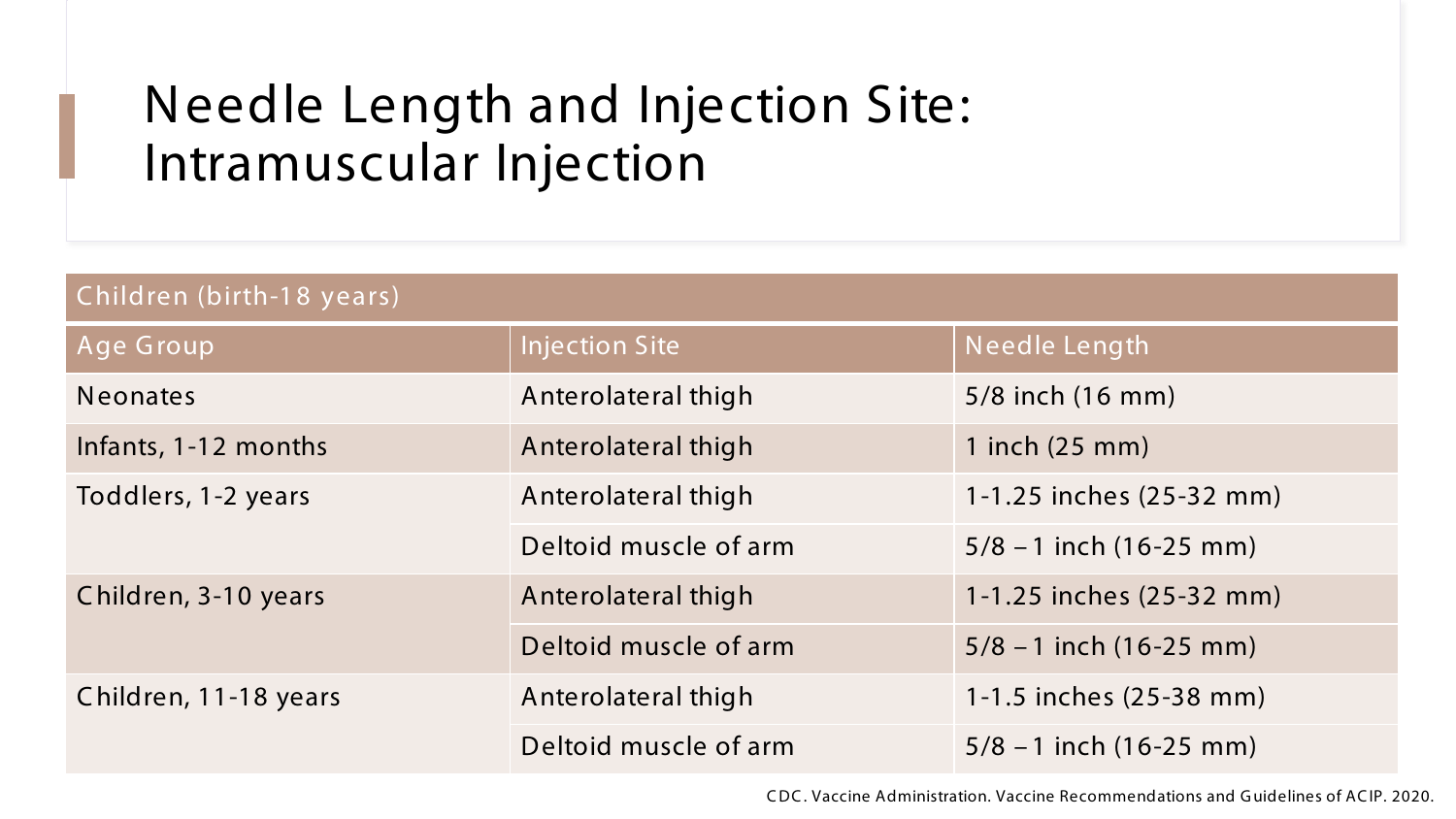# Needle Length and Injection Site: Intramuscular Injection

| Children (birth-18 years) | | |
| --- | --- | --- |
| **Age Group** | **Injection Site** | **Needle Length** |
| Neonates | Anterolateral thigh | 5/8 inch (16 mm) |
| Infants, 1-12 months | Anterolateral thigh | 1 inch (25 mm) |
| Toddlers, 1-2 years | Anterolateral thigh | 1-1.25 inches (25-32 mm) |
| | Deltoid muscle of arm | 5/8 – 1 inch (16-25 mm) |
| Children, 3-10 years | Anterolateral thigh | 1-1.25 inches (25-32 mm) |
| | Deltoid muscle of arm | 5/8 – 1 inch (16-25 mm) |
| Children, 11-18 years | Anterolateral thigh | 1-1.5 inches (25-38 mm) |
| | Deltoid muscle of arm | 5/8 – 1 inch (16-25 mm) |

CDC. Vaccine Administration. Vaccine Recommendations and Guidelines of ACIP. 2020.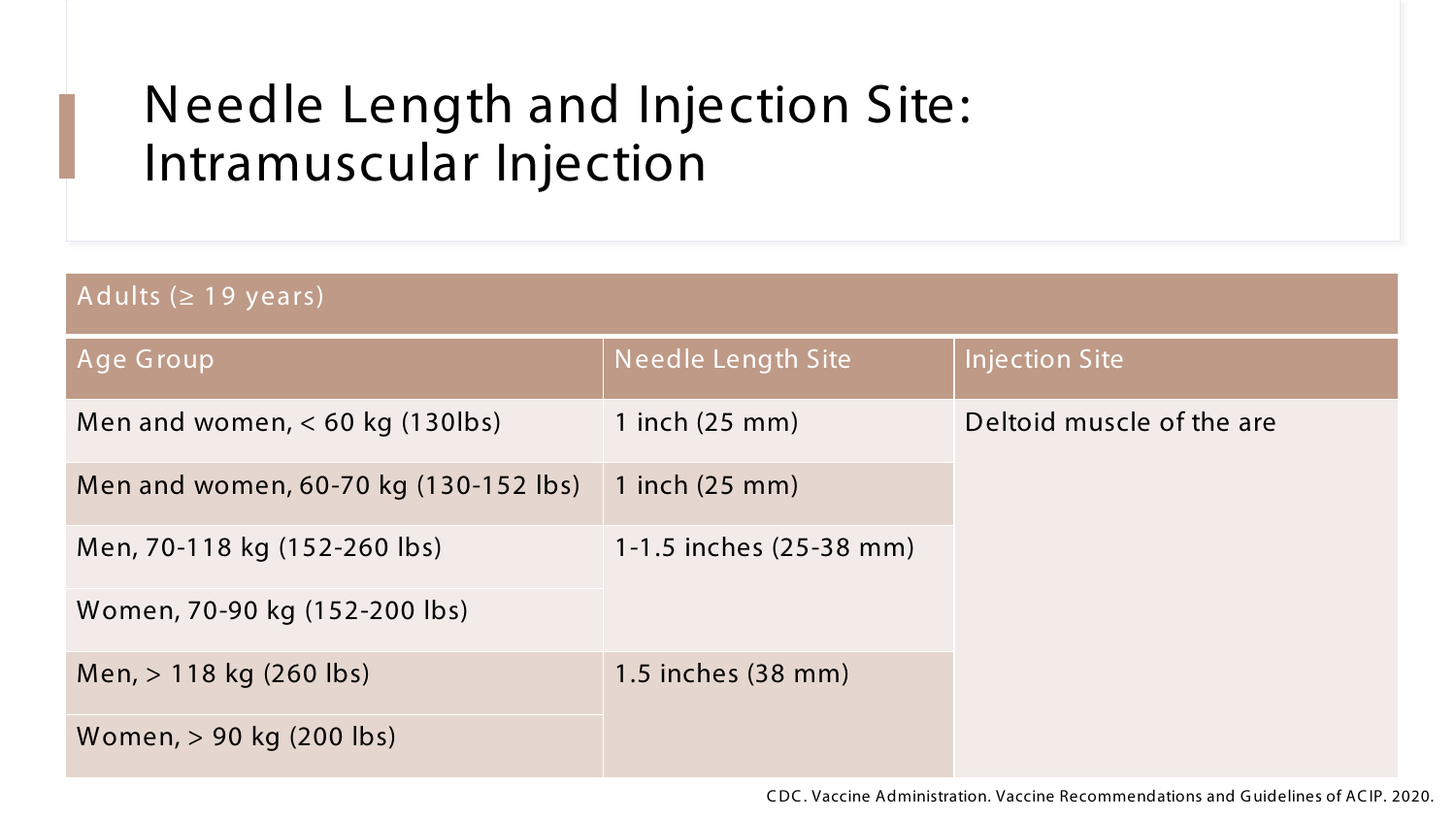# Needle Length and Injection Site: Intramuscular Injection

| Adults (≥ 19 years) | | |
|---|---|---|
| Age Group | Needle Length Site | Injection Site |
| Men and women, < 60 kg (130lbs) | 1 inch (25 mm) | Deltoid muscle of the are |
| Men and women, 60-70 kg (130-152 lbs) | 1 inch (25 mm) | |
| Men, 70-118 kg (152-260 lbs) | 1-1.5 inches (25-38 mm) | |
| Women, 70-90 kg (152-200 lbs) | | |
| Men, > 118 kg (260 lbs) | 1.5 inches (38 mm) | |
| Women, > 90 kg (200 lbs) | | |

CDC. Vaccine Administration. Vaccine Recommendations and Guidelines of ACIP. 2020.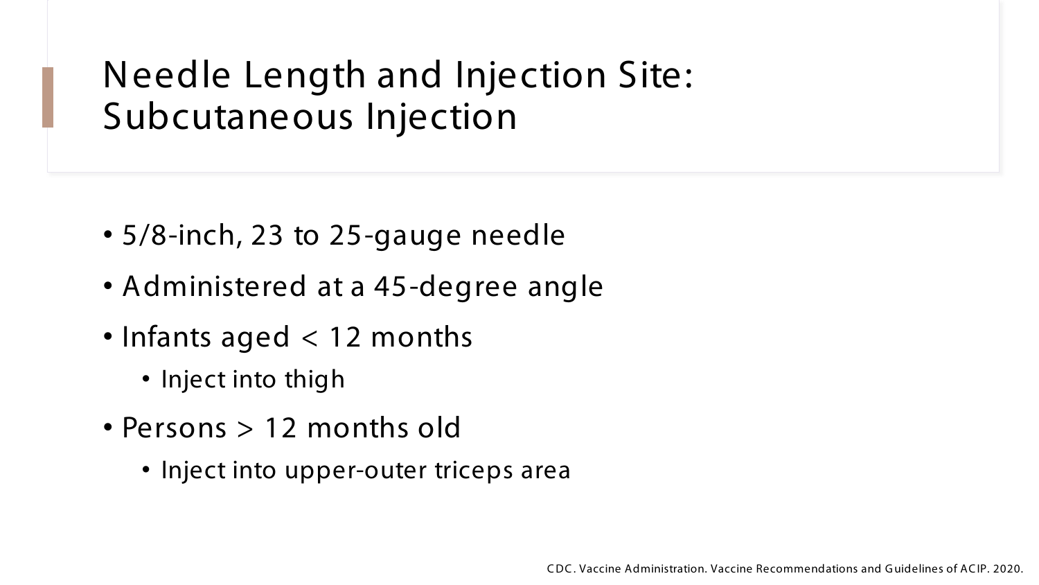# Needle Length and Injection Site: Subcutaneous Injection

- 5/8-inch, 23 to 25-gauge needle
- Administered at a 45-degree angle
- Infants aged < 12 months
  - Inject into thigh
- Persons > 12 months old
  - Inject into upper-outer triceps area

CDC. Vaccine Administration. Vaccine Recommendations and Guidelines of ACIP. 2020.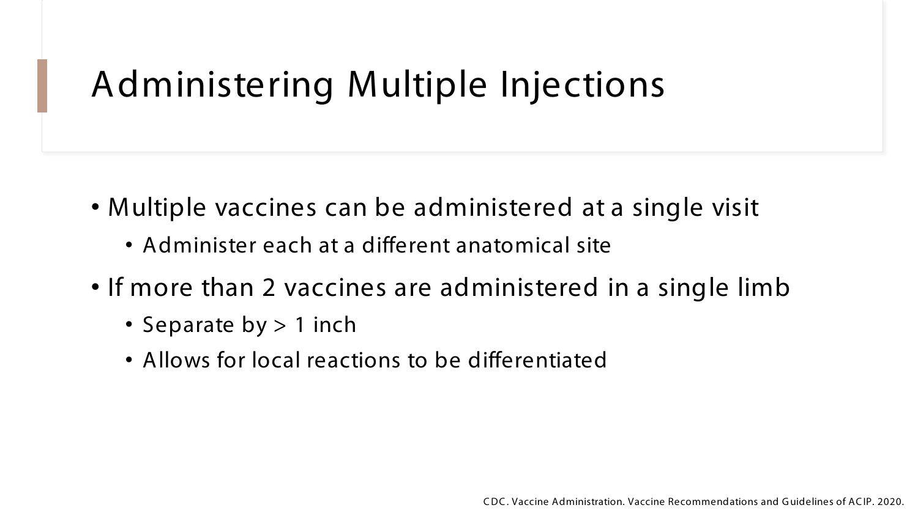# Administering Multiple Injections

- Multiple vaccines can be administered at a single visit
  - Administer each at a different anatomical site
- If more than 2 vaccines are administered in a single limb
  - Separate by > 1 inch
  - Allows for local reactions to be differentiated

CDC. Vaccine Administration. Vaccine Recommendations and Guidelines of ACIP. 2020.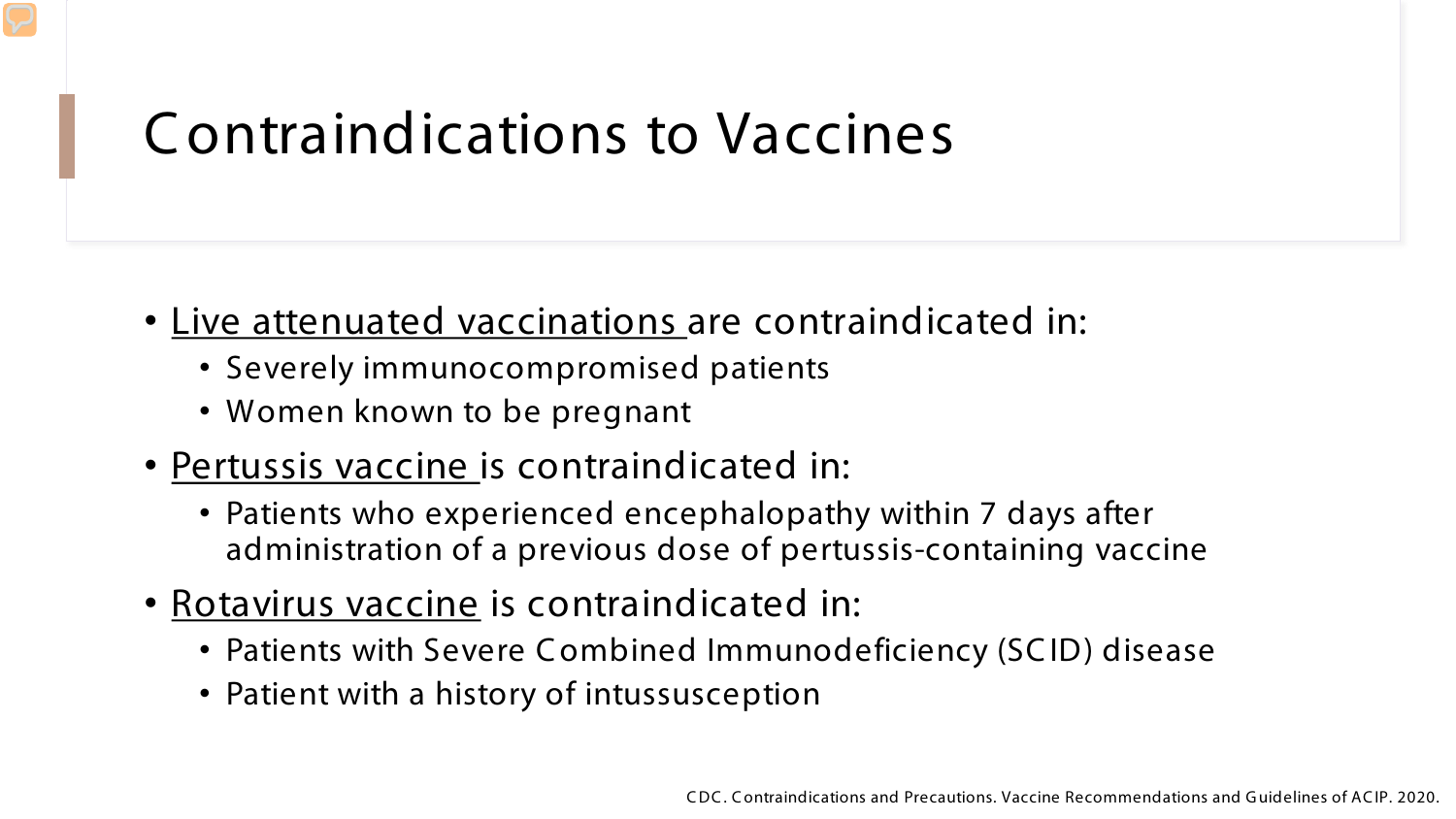# Contraindications to Vaccines

- Live attenuated vaccinations are contraindicated in:
  - Severely immunocompromised patients
  - Women known to be pregnant
- Pertussis vaccine is contraindicated in:
  - Patients who experienced encephalopathy within 7 days after administration of a previous dose of pertussis-containing vaccine
- Rotavirus vaccine is contraindicated in:
  - Patients with Severe Combined Immunodeficiency (SCID) disease
  - Patient with a history of intussusception

CDC. Contraindications and Precautions. Vaccine Recommendations and Guidelines of ACIP. 2020.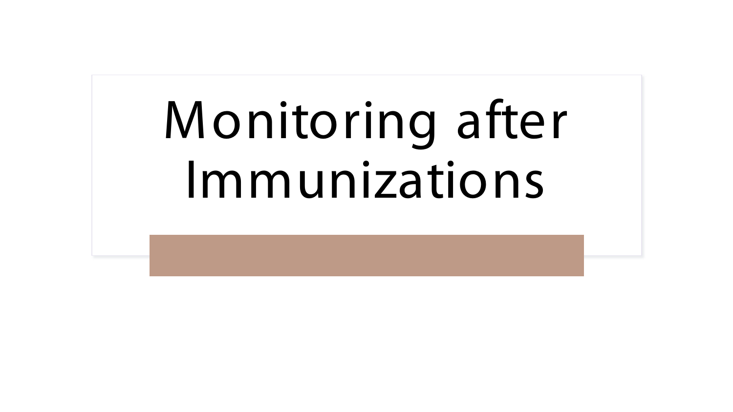# Monitoring after Immunizations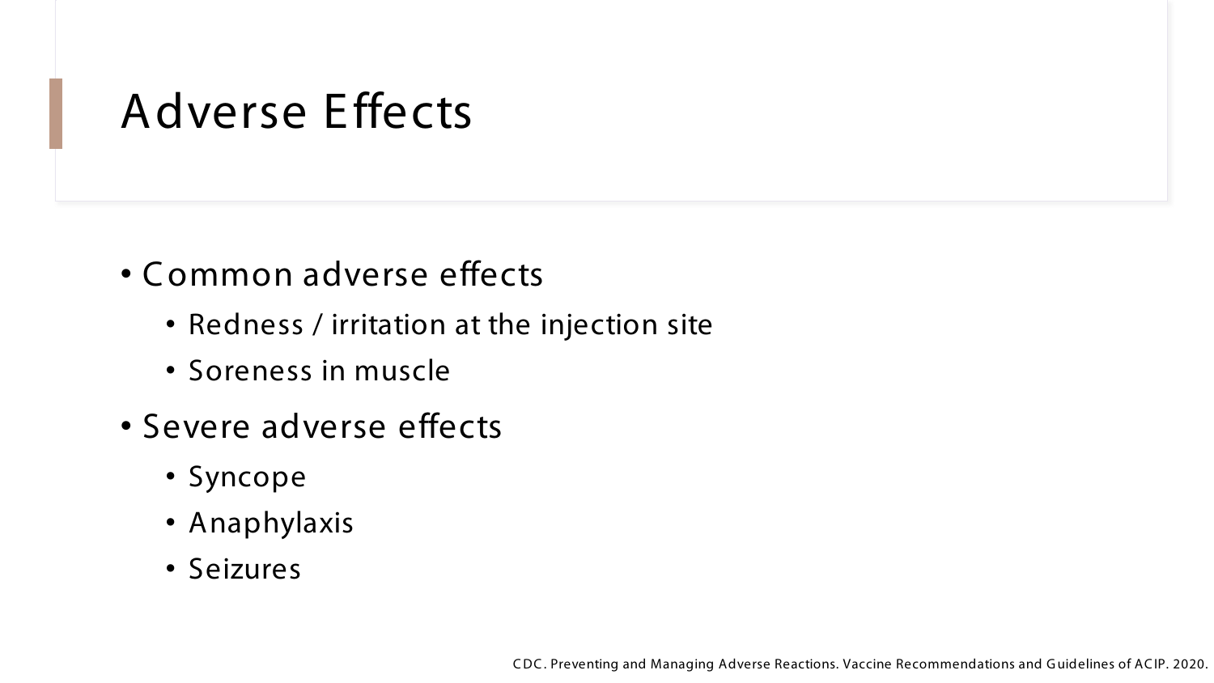# Adverse Effects

- Common adverse effects
  - Redness / irritation at the injection site
  - Soreness in muscle
- Severe adverse effects
  - Syncope
  - Anaphylaxis
  - Seizures

CDC. Preventing and Managing Adverse Reactions. Vaccine Recommendations and Guidelines of ACIP. 2020.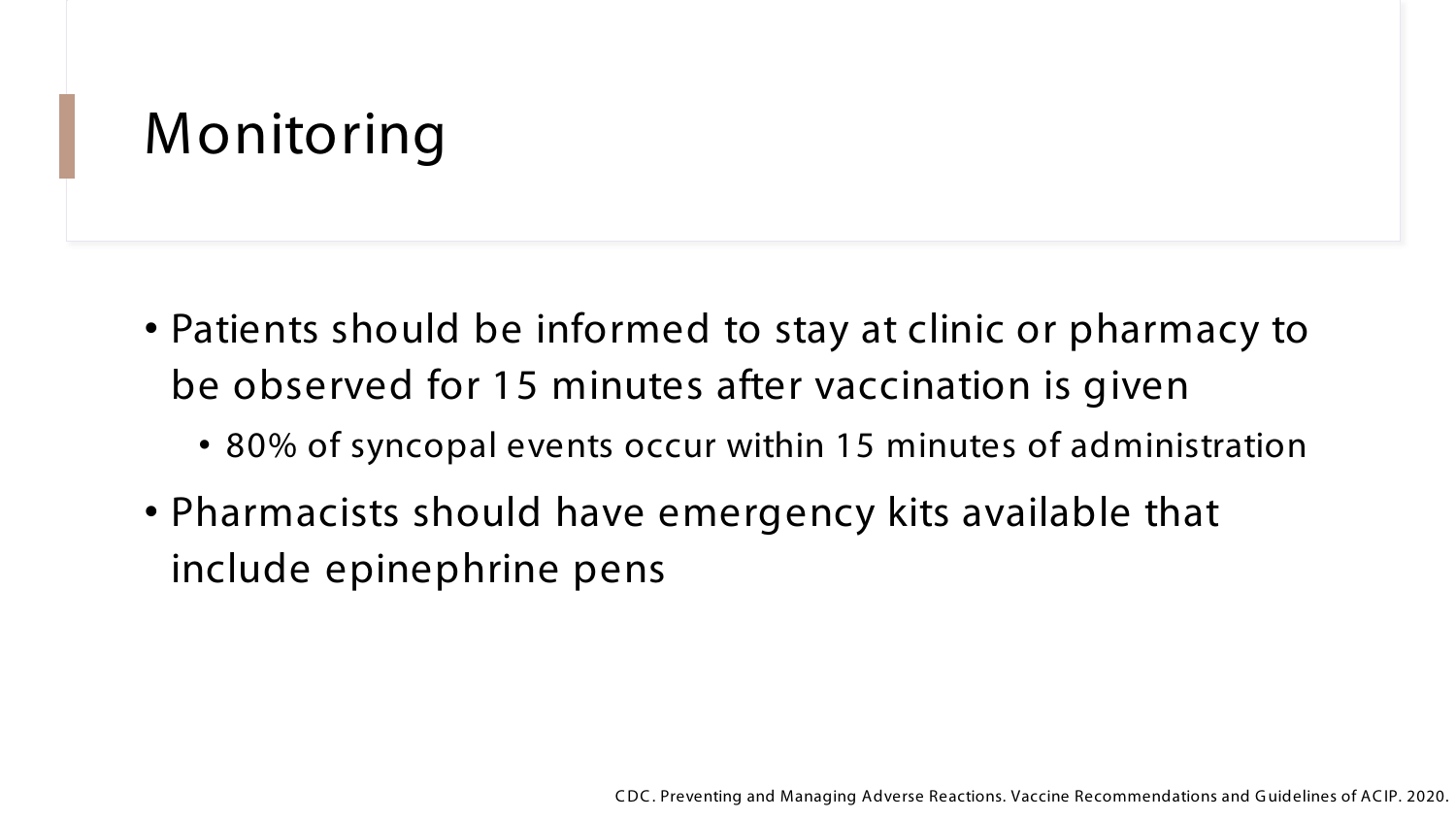# Monitoring

- Patients should be informed to stay at clinic or pharmacy to be observed for 15 minutes after vaccination is given
  - 80% of syncopal events occur within 15 minutes of administration
- Pharmacists should have emergency kits available that include epinephrine pens

CDC. Preventing and Managing Adverse Reactions. Vaccine Recommendations and Guidelines of ACIP. 2020.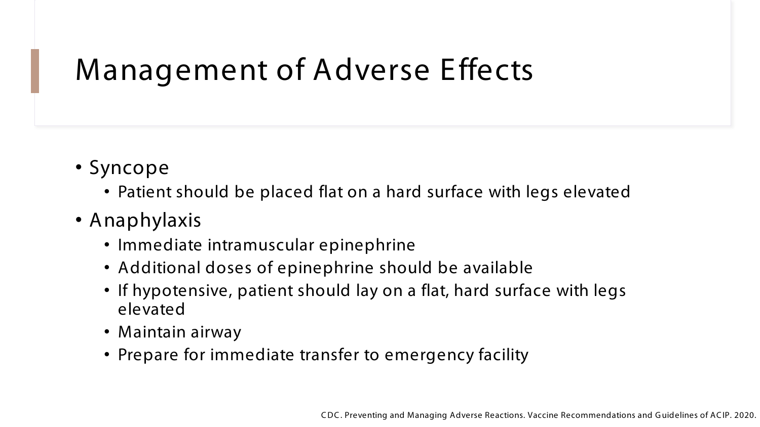# Management of Adverse Effects

- Syncope
  - Patient should be placed flat on a hard surface with legs elevated
- Anaphylaxis
  - Immediate intramuscular epinephrine
  - Additional doses of epinephrine should be available
  - If hypotensive, patient should lay on a flat, hard surface with legs elevated
  - Maintain airway
  - Prepare for immediate transfer to emergency facility

CDC. Preventing and Managing Adverse Reactions. Vaccine Recommendations and Guidelines of ACIP. 2020.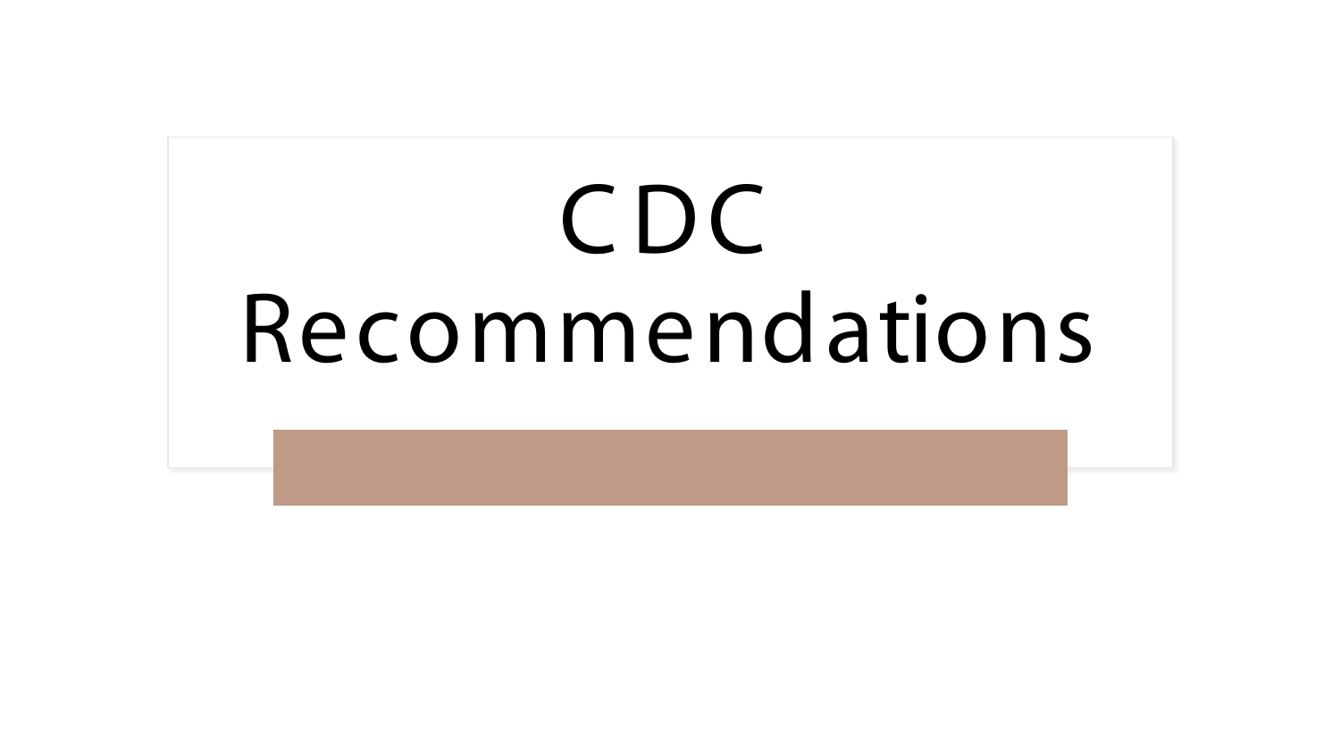# CDC Recommendations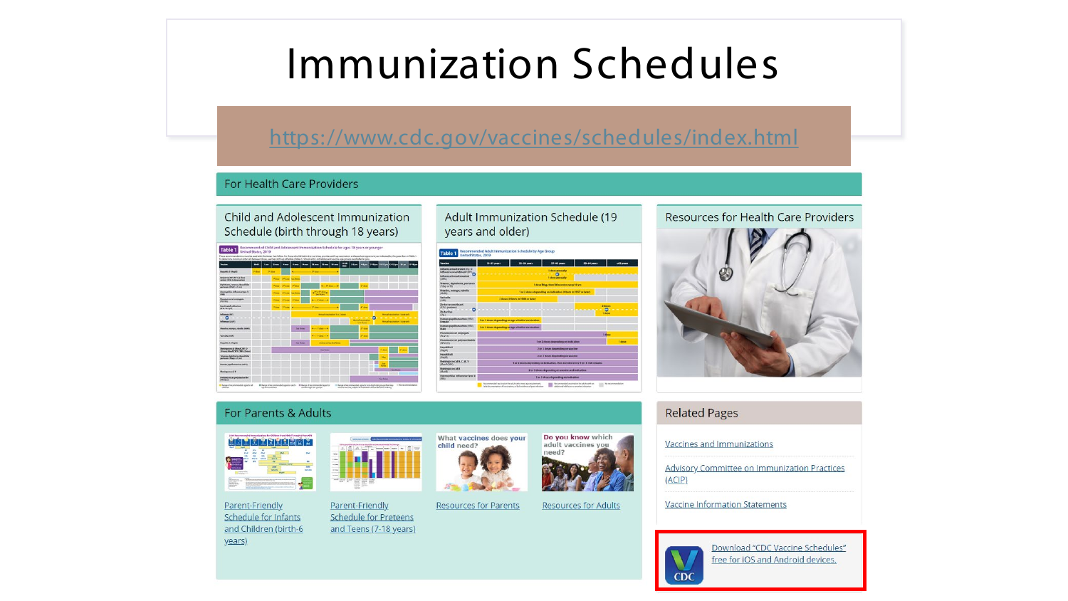# Immunization Schedules

https://www.cdc.gov/vaccines/schedules/index.html

## For Health Care Providers

### Child and Adolescent Immunization Schedule (birth through 18 years)

### Adult Immunization Schedule (19 years and older)

### Resources for Health Care Providers

## For Parents & Adults

- Parent-Friendly Schedule for Infants and Children (birth-6 years)
- Parent-Friendly Schedule for Preteens and Teens (7-18 years)
- Resources for Parents
- Resources for Adults

## Related Pages

- Vaccines and Immunizations
- Advisory Committee on Immunization Practices (ACIP)
- Vaccine Information Statements

Download "CDC Vaccine Schedules" free for iOS and Android devices.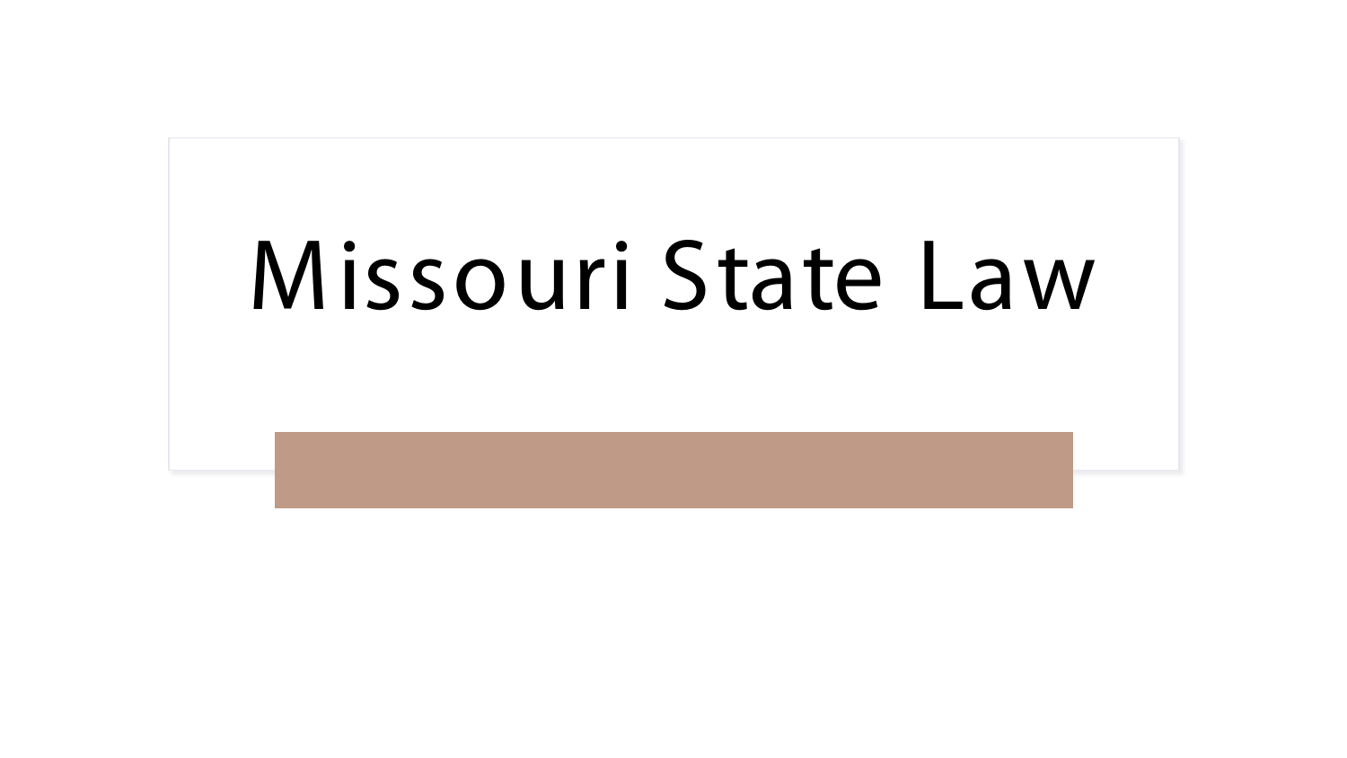# Missouri State Law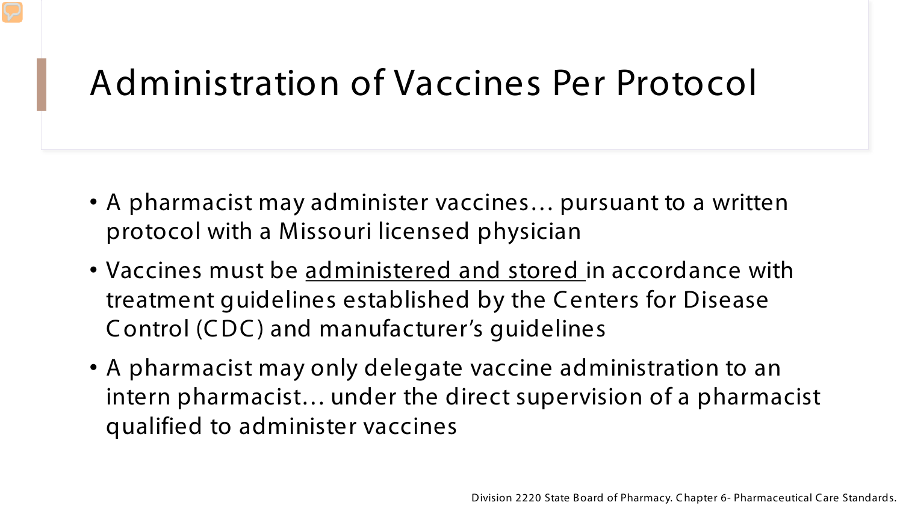# Administration of Vaccines Per Protocol

- A pharmacist may administer vaccines… pursuant to a written protocol with a Missouri licensed physician
- Vaccines must be <u>administered and stored</u> in accordance with treatment guidelines established by the Centers for Disease Control (CDC) and manufacturer's guidelines
- A pharmacist may only delegate vaccine administration to an intern pharmacist… under the direct supervision of a pharmacist qualified to administer vaccines

Division 2220 State Board of Pharmacy. Chapter 6- Pharmaceutical Care Standards.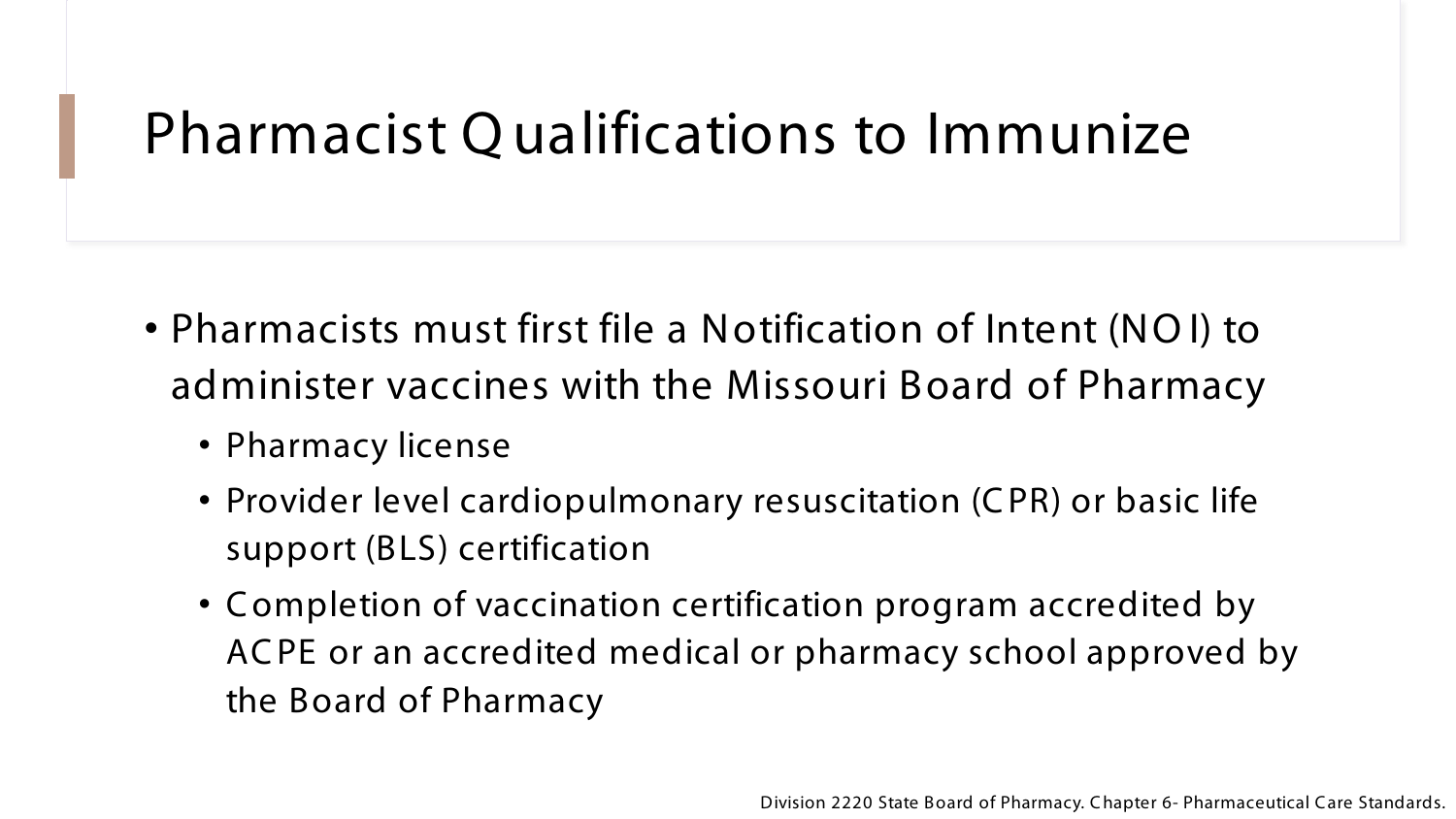# Pharmacist Qualifications to Immunize

- Pharmacists must first file a Notification of Intent (NOI) to administer vaccines with the Missouri Board of Pharmacy
  - Pharmacy license
  - Provider level cardiopulmonary resuscitation (CPR) or basic life support (BLS) certification
  - Completion of vaccination certification program accredited by ACPE or an accredited medical or pharmacy school approved by the Board of Pharmacy

Division 2220 State Board of Pharmacy. Chapter 6- Pharmaceutical Care Standards.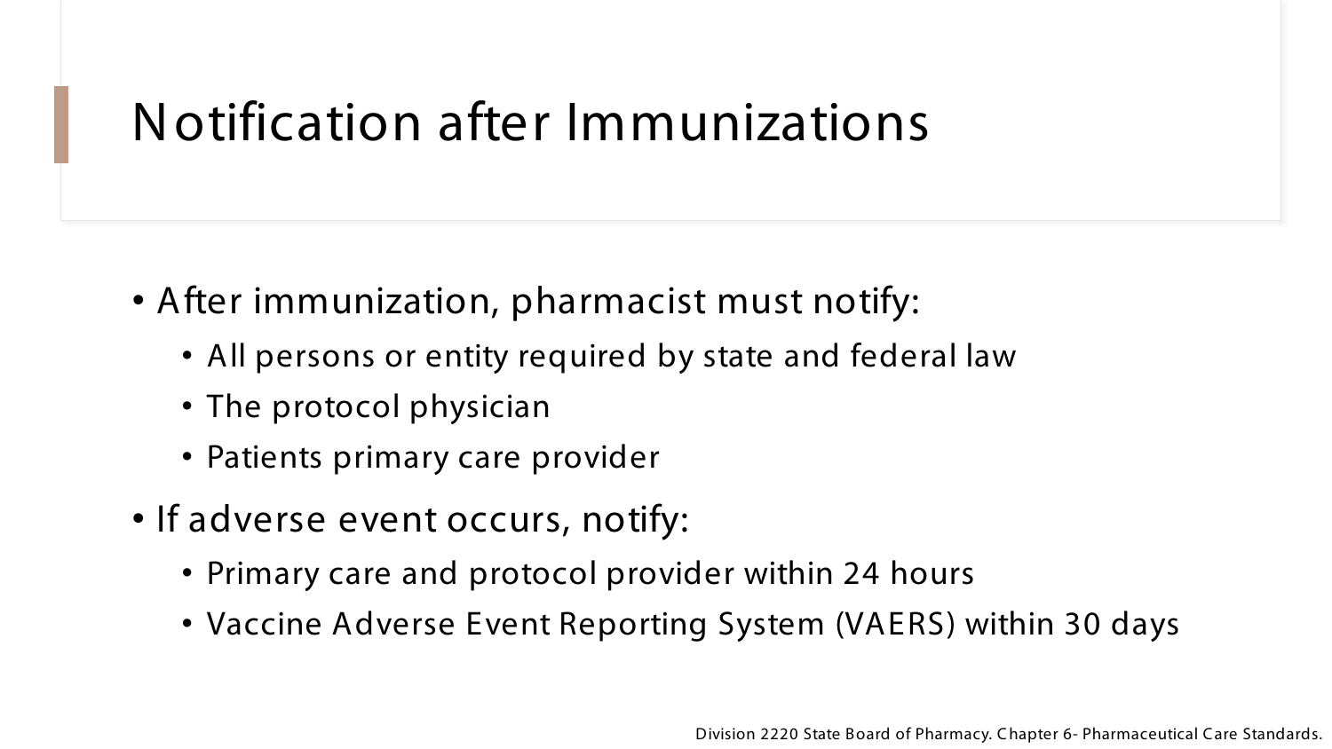# Notification after Immunizations

- After immunization, pharmacist must notify:
  - All persons or entity required by state and federal law
  - The protocol physician
  - Patients primary care provider
- If adverse event occurs, notify:
  - Primary care and protocol provider within 24 hours
  - Vaccine Adverse Event Reporting System (VAERS) within 30 days

Division 2220 State Board of Pharmacy. Chapter 6- Pharmaceutical Care Standards.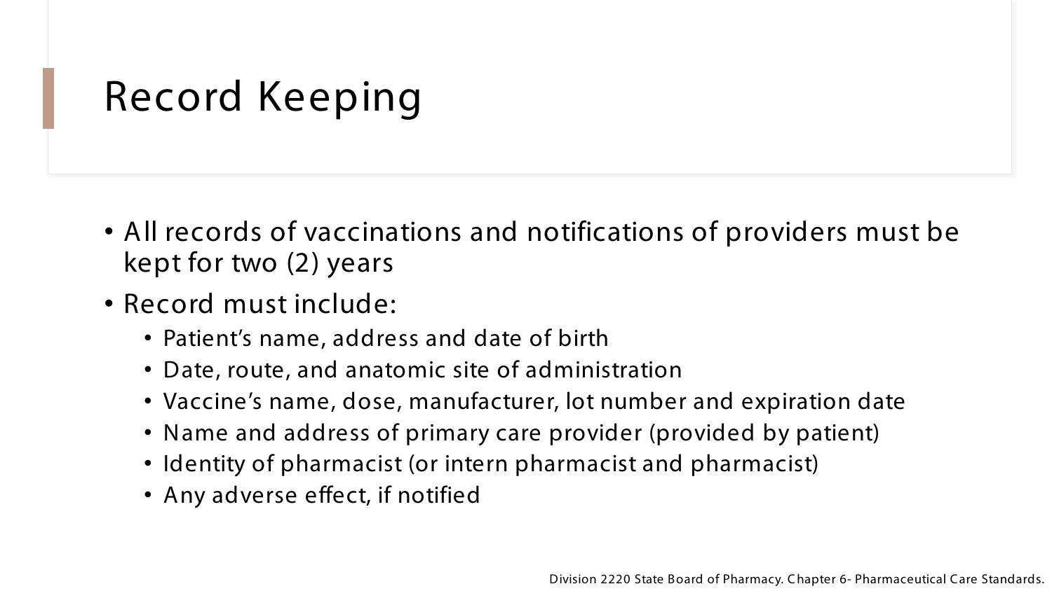# Record Keeping

- All records of vaccinations and notifications of providers must be kept for two (2) years
- Record must include:
  - Patient's name, address and date of birth
  - Date, route, and anatomic site of administration
  - Vaccine's name, dose, manufacturer, lot number and expiration date
  - Name and address of primary care provider (provided by patient)
  - Identity of pharmacist (or intern pharmacist and pharmacist)
  - Any adverse effect, if notified

Division 2220 State Board of Pharmacy. Chapter 6- Pharmaceutical Care Standards.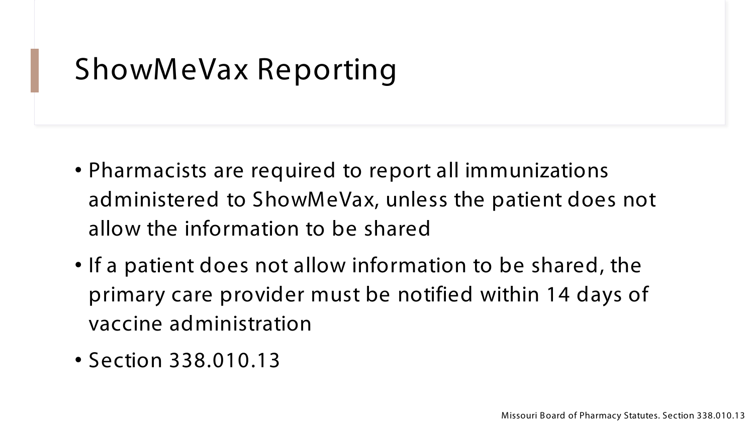# ShowMeVax Reporting

- Pharmacists are required to report all immunizations administered to ShowMeVax, unless the patient does not allow the information to be shared
- If a patient does not allow information to be shared, the primary care provider must be notified within 14 days of vaccine administration
- Section 338.010.13

Missouri Board of Pharmacy Statutes. Section 338.010.13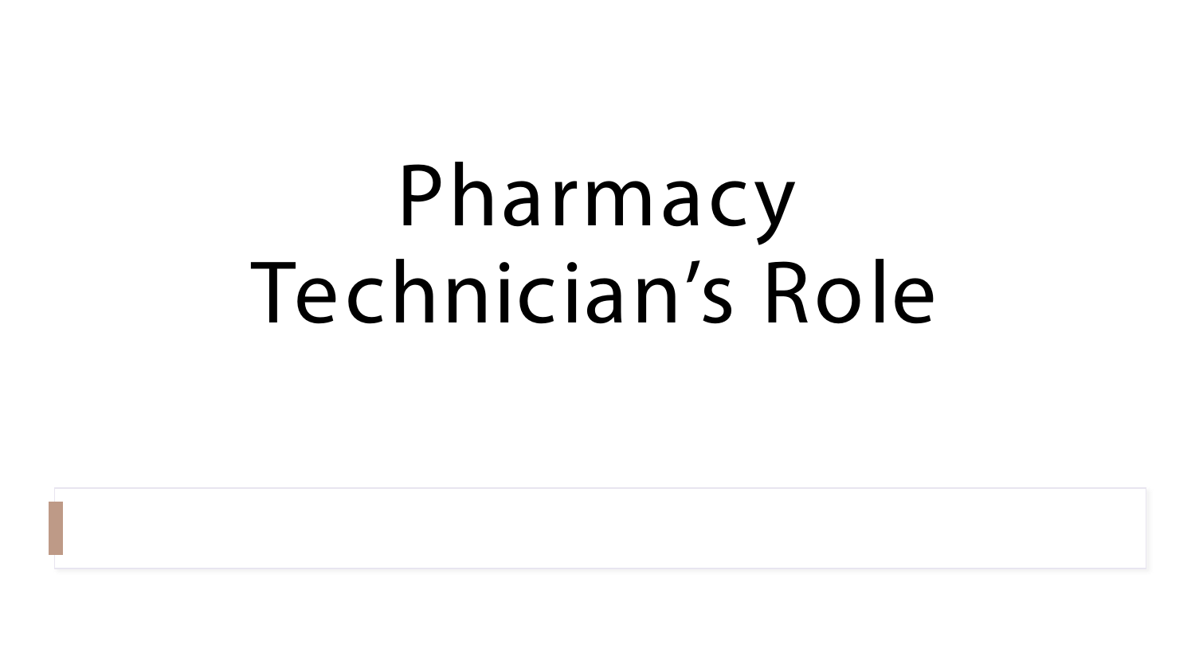# Pharmacy Technician's Role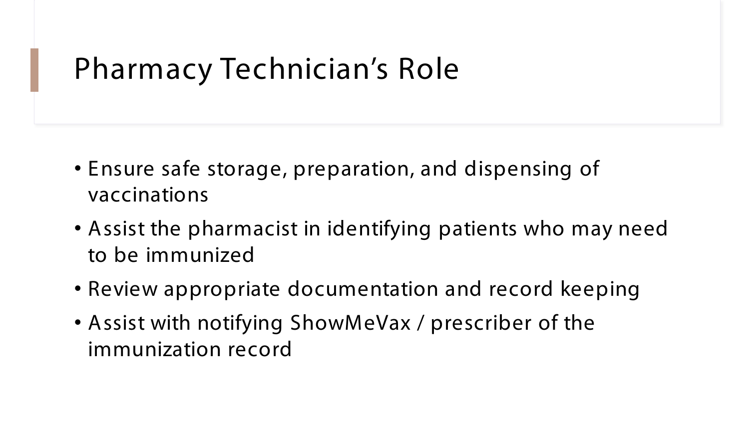# Pharmacy Technician's Role

- Ensure safe storage, preparation, and dispensing of vaccinations
- Assist the pharmacist in identifying patients who may need to be immunized
- Review appropriate documentation and record keeping
- Assist with notifying ShowMeVax / prescriber of the immunization record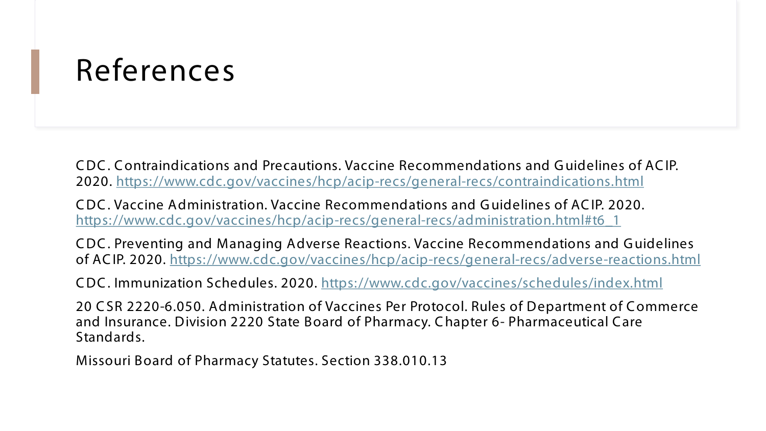# References

CDC. Contraindications and Precautions. Vaccine Recommendations and Guidelines of ACIP. 2020. https://www.cdc.gov/vaccines/hcp/acip-recs/general-recs/contraindications.html

CDC. Vaccine Administration. Vaccine Recommendations and Guidelines of ACIP. 2020. https://www.cdc.gov/vaccines/hcp/acip-recs/general-recs/administration.html#t6_1

CDC. Preventing and Managing Adverse Reactions. Vaccine Recommendations and Guidelines of ACIP. 2020. https://www.cdc.gov/vaccines/hcp/acip-recs/general-recs/adverse-reactions.html

CDC. Immunization Schedules. 2020. https://www.cdc.gov/vaccines/schedules/index.html

20 CSR 2220-6.050. Administration of Vaccines Per Protocol. Rules of Department of Commerce and Insurance. Division 2220 State Board of Pharmacy. Chapter 6- Pharmaceutical Care Standards.

Missouri Board of Pharmacy Statutes. Section 338.010.13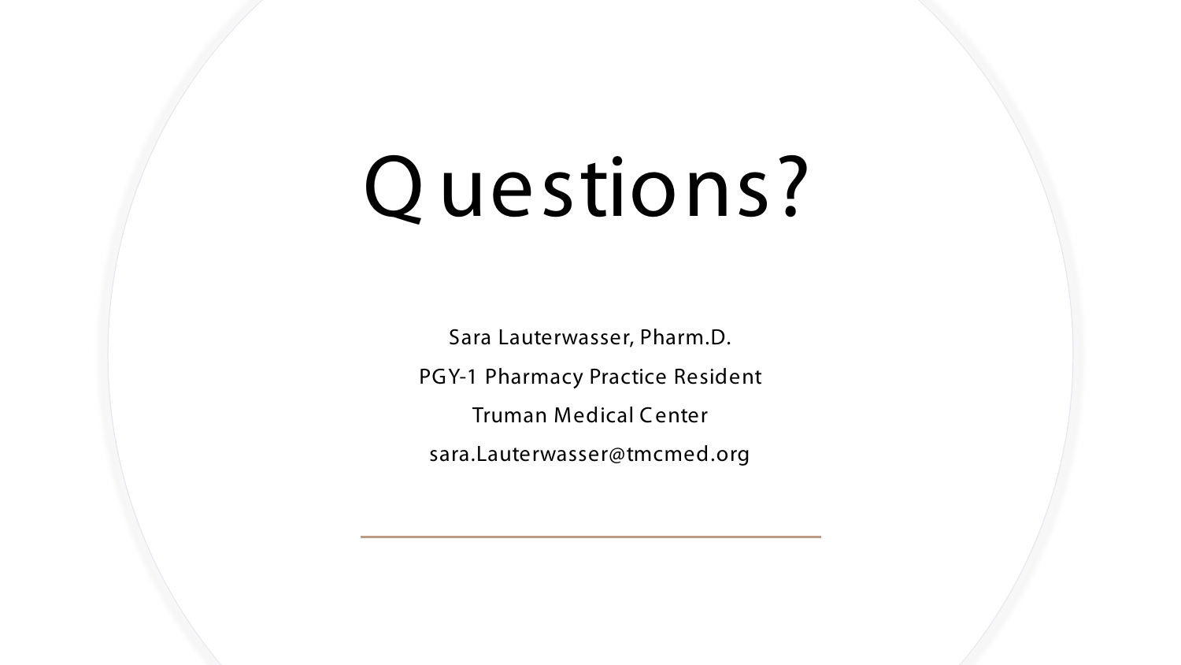# Questions?

Sara Lauterwasser, Pharm.D.

PGY-1 Pharmacy Practice Resident

Truman Medical Center

sara.Lauterwasser@tmcmed.org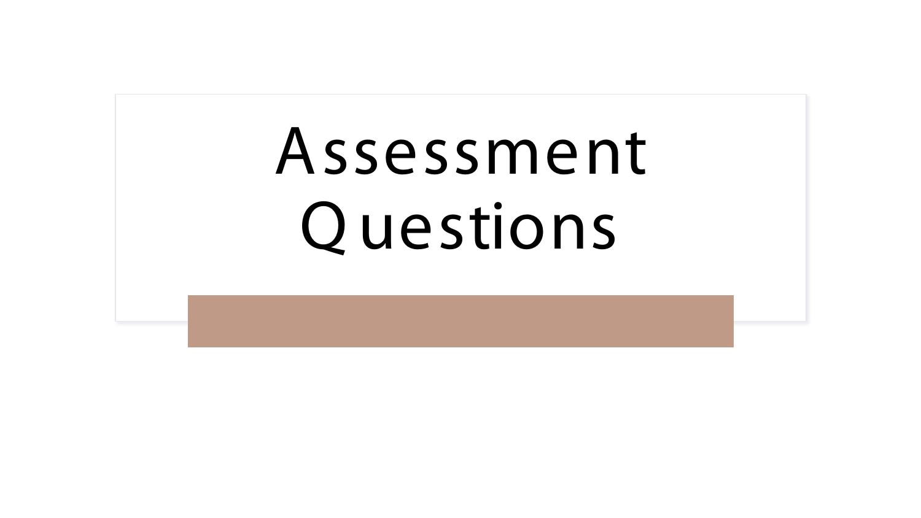# Assessment Questions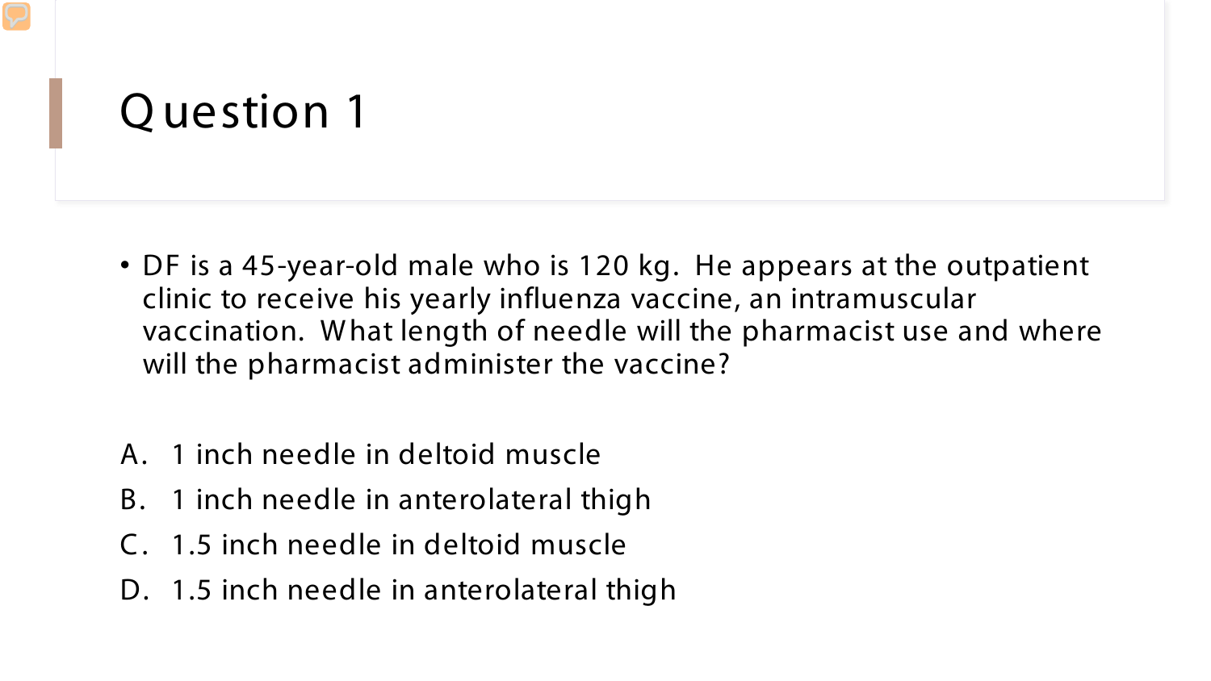# Question 1

- DF is a 45-year-old male who is 120 kg. He appears at the outpatient clinic to receive his yearly influenza vaccine, an intramuscular vaccination. What length of needle will the pharmacist use and where will the pharmacist administer the vaccine?

A. 1 inch needle in deltoid muscle

B. 1 inch needle in anterolateral thigh

C. 1.5 inch needle in deltoid muscle

D. 1.5 inch needle in anterolateral thigh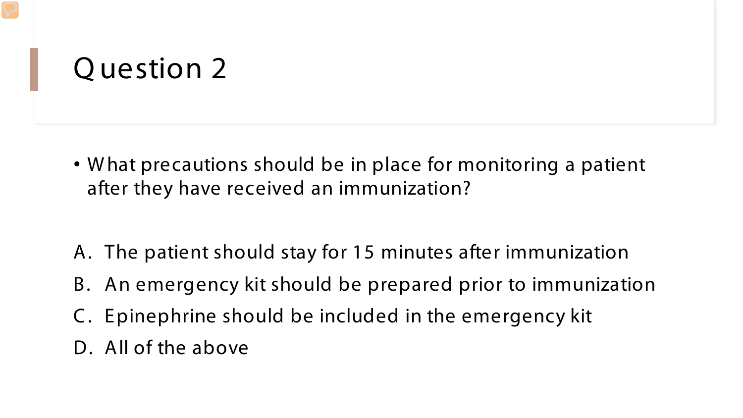# Question 2

- What precautions should be in place for monitoring a patient after they have received an immunization?

A. The patient should stay for 15 minutes after immunization
B. An emergency kit should be prepared prior to immunization
C. Epinephrine should be included in the emergency kit
D. All of the above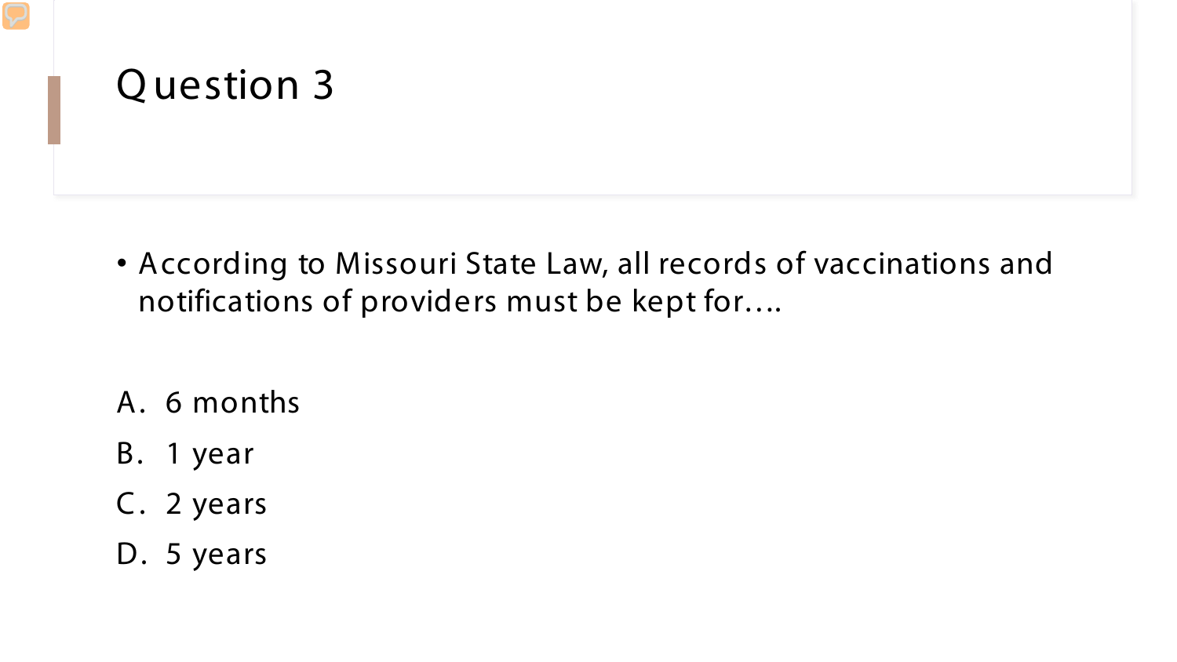# Question 3

- According to Missouri State Law, all records of vaccinations and notifications of providers must be kept for….

A. 6 months

B. 1 year

C. 2 years

D. 5 years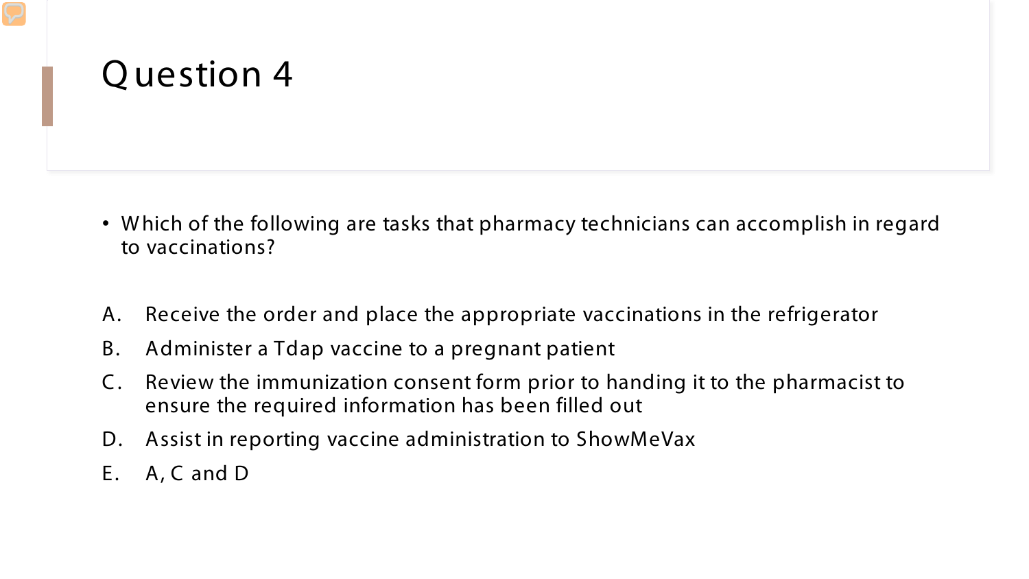# Question 4

- Which of the following are tasks that pharmacy technicians can accomplish in regard to vaccinations?

A. Receive the order and place the appropriate vaccinations in the refrigerator

B. Administer a Tdap vaccine to a pregnant patient

C. Review the immunization consent form prior to handing it to the pharmacist to ensure the required information has been filled out

D. Assist in reporting vaccine administration to ShowMeVax

E. A, C and D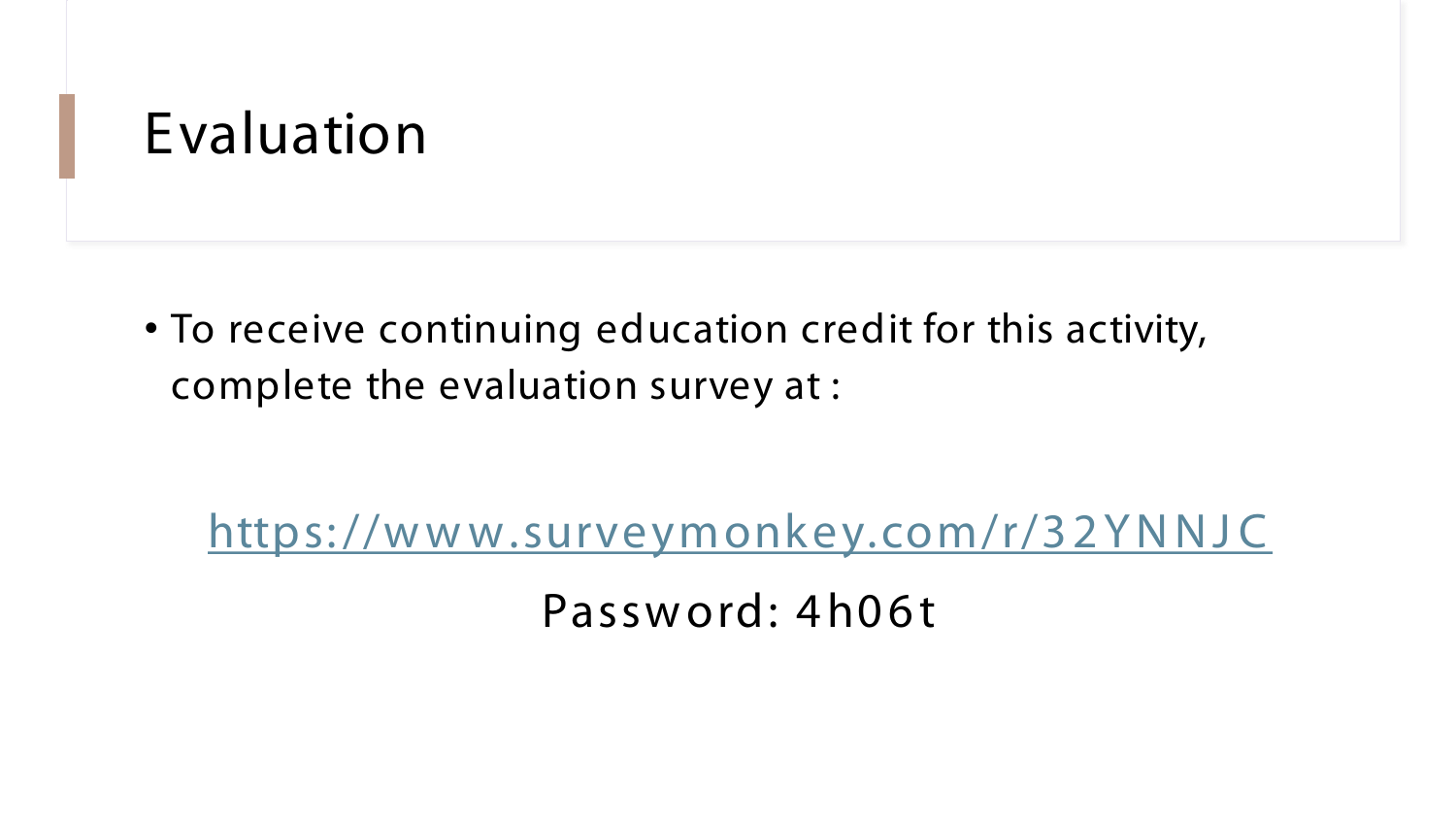# Evaluation

- To receive continuing education credit for this activity, complete the evaluation survey at :

https://www.surveymonkey.com/r/32YNNJC

Password: 4h06t